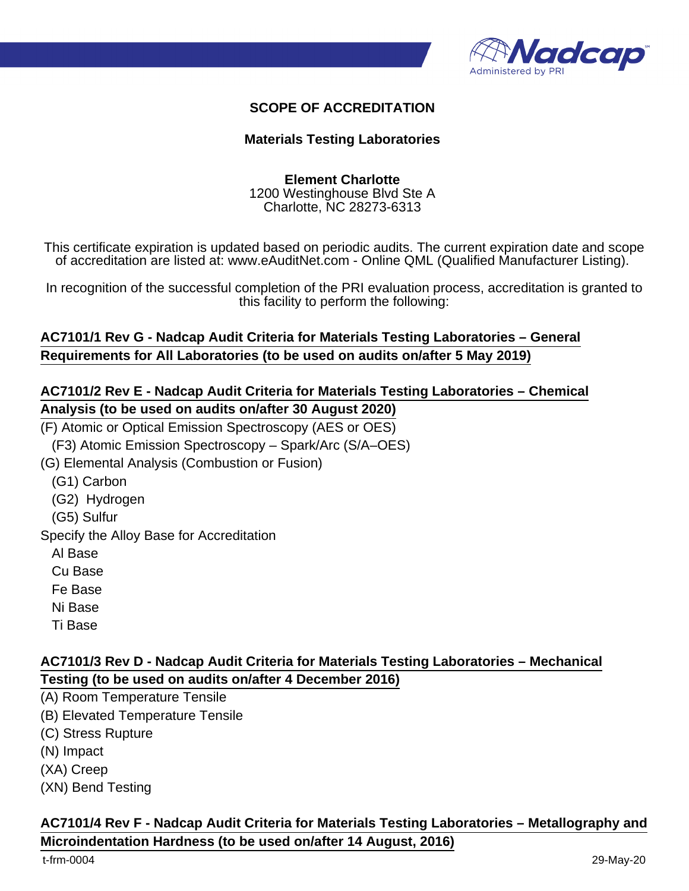# SCOPE OF ACCREDITATION

## Materials Testing Laboratories

**Element Charlotte**
1200 Westinghouse Blvd Ste A
Charlotte, NC 28273-6313

This certificate expiration is updated based on periodic audits. The current expiration date and scope of accreditation are listed at: www.eAuditNet.com - Online QML (Qualified Manufacturer Listing).

In recognition of the successful completion of the PRI evaluation process, accreditation is granted to this facility to perform the following:

### AC7101/1 Rev G - Nadcap Audit Criteria for Materials Testing Laboratories – General Requirements for All Laboratories (to be used on audits on/after 5 May 2019)

### AC7101/2 Rev E - Nadcap Audit Criteria for Materials Testing Laboratories – Chemical Analysis (to be used on audits on/after 30 August 2020)

(F) Atomic or Optical Emission Spectroscopy (AES or OES)
- (F3) Atomic Emission Spectroscopy – Spark/Arc (S/A–OES)

(G) Elemental Analysis (Combustion or Fusion)
- (G1) Carbon
- (G2) Hydrogen
- (G5) Sulfur

Specify the Alloy Base for Accreditation
- Al Base
- Cu Base
- Fe Base
- Ni Base
- Ti Base

### AC7101/3 Rev D - Nadcap Audit Criteria for Materials Testing Laboratories – Mechanical Testing (to be used on audits on/after 4 December 2016)

(A) Room Temperature Tensile
(B) Elevated Temperature Tensile
(C) Stress Rupture
(N) Impact
(XA) Creep
(XN) Bend Testing

### AC7101/4 Rev F - Nadcap Audit Criteria for Materials Testing Laboratories – Metallography and Microindentation Hardness (to be used on/after 14 August, 2016)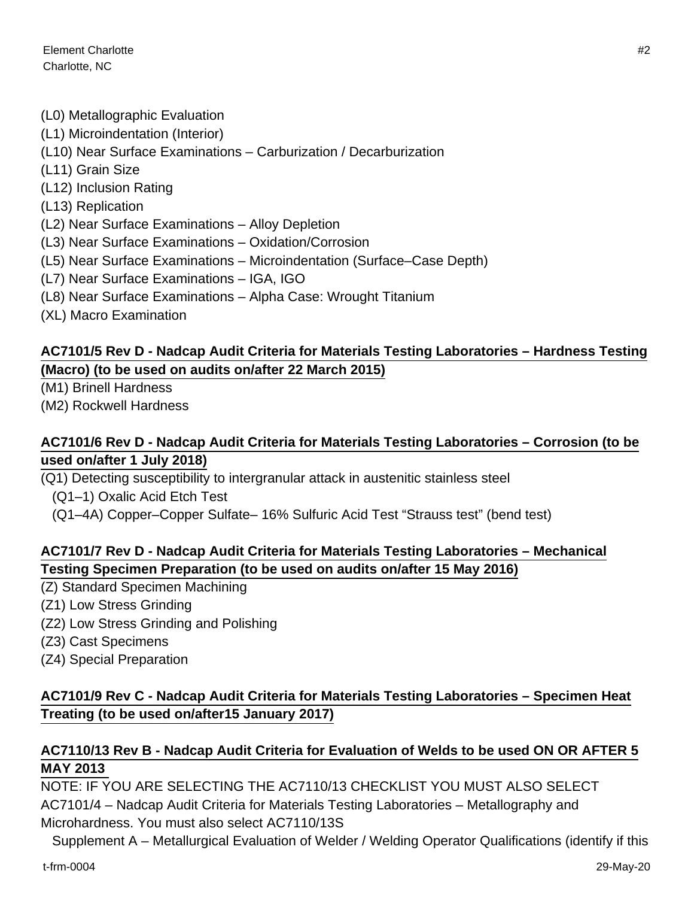(L0) Metallographic Evaluation
(L1) Microindentation (Interior)
(L10) Near Surface Examinations – Carburization / Decarburization
(L11) Grain Size
(L12) Inclusion Rating
(L13) Replication
(L2) Near Surface Examinations – Alloy Depletion
(L3) Near Surface Examinations – Oxidation/Corrosion
(L5) Near Surface Examinations – Microindentation (Surface–Case Depth)
(L7) Near Surface Examinations – IGA, IGO
(L8) Near Surface Examinations – Alpha Case: Wrought Titanium
(XL) Macro Examination

**AC7101/5 Rev D - Nadcap Audit Criteria for Materials Testing Laboratories – Hardness Testing (Macro) (to be used on audits on/after 22 March 2015)**

(M1) Brinell Hardness
(M2) Rockwell Hardness

**AC7101/6 Rev D - Nadcap Audit Criteria for Materials Testing Laboratories – Corrosion (to be used on/after 1 July 2018)**

(Q1) Detecting susceptibility to intergranular attack in austenitic stainless steel
  (Q1–1) Oxalic Acid Etch Test
  (Q1–4A) Copper–Copper Sulfate– 16% Sulfuric Acid Test "Strauss test" (bend test)

**AC7101/7 Rev D - Nadcap Audit Criteria for Materials Testing Laboratories – Mechanical Testing Specimen Preparation (to be used on audits on/after 15 May 2016)**

(Z) Standard Specimen Machining
(Z1) Low Stress Grinding
(Z2) Low Stress Grinding and Polishing
(Z3) Cast Specimens
(Z4) Special Preparation

**AC7101/9 Rev C - Nadcap Audit Criteria for Materials Testing Laboratories – Specimen Heat Treating (to be used on/after15 January 2017)**

**AC7110/13 Rev B - Nadcap Audit Criteria for Evaluation of Welds to be used ON OR AFTER 5 MAY 2013**

NOTE: IF YOU ARE SELECTING THE AC7110/13 CHECKLIST YOU MUST ALSO SELECT AC7101/4 – Nadcap Audit Criteria for Materials Testing Laboratories – Metallography and Microhardness. You must also select AC7110/13S

  Supplement A – Metallurgical Evaluation of Welder / Welding Operator Qualifications (identify if this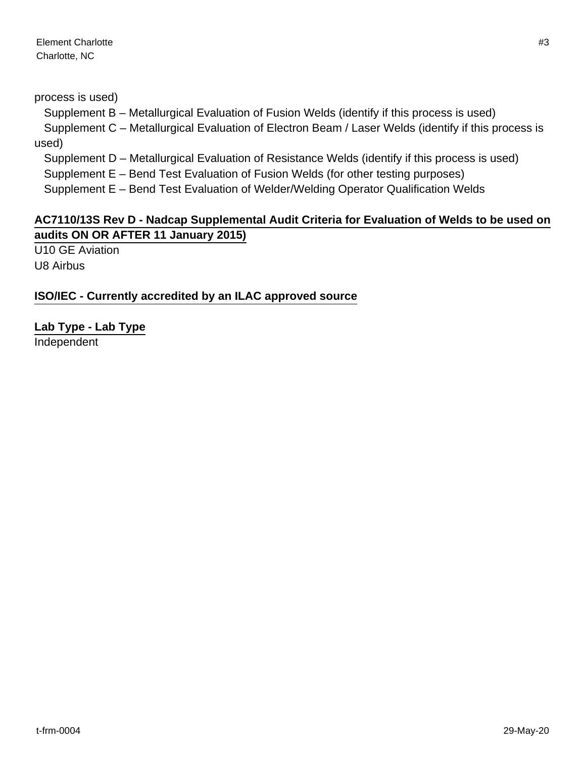process is used)

Supplement B – Metallurgical Evaluation of Fusion Welds (identify if this process is used)

Supplement C – Metallurgical Evaluation of Electron Beam / Laser Welds (identify if this process is used)

Supplement D – Metallurgical Evaluation of Resistance Welds (identify if this process is used)

Supplement E – Bend Test Evaluation of Fusion Welds (for other testing purposes)

Supplement E – Bend Test Evaluation of Welder/Welding Operator Qualification Welds

**AC7110/13S Rev D - Nadcap Supplemental Audit Criteria for Evaluation of Welds to be used on audits ON OR AFTER 11 January 2015)**

U10 GE Aviation

U8 Airbus

**ISO/IEC - Currently accredited by an ILAC approved source**

**Lab Type - Lab Type**

Independent